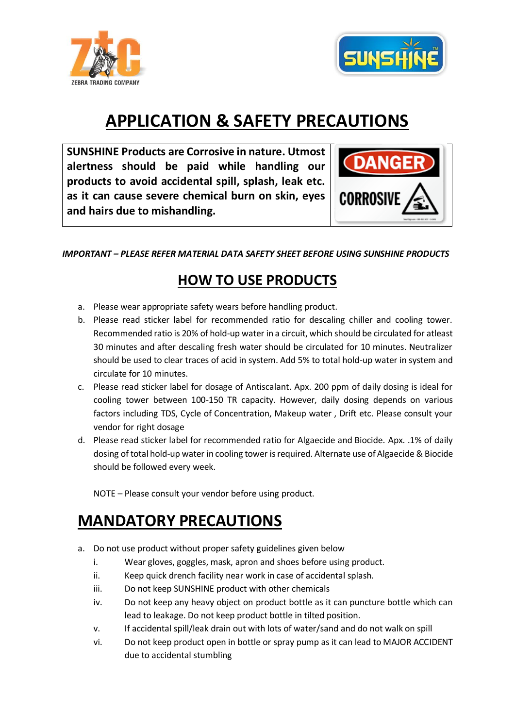ZEBRA TRADING COMPANY

SUNSHINE

# APPLICATION & SAFETY PRECAUTIONS

| **SUNSHINE Products are Corrosive in nature. Utmost alertness should be paid while handling our products to avoid accidental spill, splash, leak etc. as it can cause severe chemical burn on skin, eyes and hairs due to mishandling.** | DANGER CORROSIVE |
|---|---|

***IMPORTANT – PLEASE REFER MATERIAL DATA SAFETY SHEET BEFORE USING SUNSHINE PRODUCTS***

## HOW TO USE PRODUCTS

a. Please wear appropriate safety wears before handling product.
b. Please read sticker label for recommended ratio for descaling chiller and cooling tower. Recommended ratio is 20% of hold-up water in a circuit, which should be circulated for atleast 30 minutes and after descaling fresh water should be circulated for 10 minutes. Neutralizer should be used to clear traces of acid in system. Add 5% to total hold-up water in system and circulate for 10 minutes.
c. Please read sticker label for dosage of Antiscalant. Apx. 200 ppm of daily dosing is ideal for cooling tower between 100-150 TR capacity. However, daily dosing depends on various factors including TDS, Cycle of Concentration, Makeup water , Drift etc. Please consult your vendor for right dosage
d. Please read sticker label for recommended ratio for Algaecide and Biocide. Apx. .1% of daily dosing of total hold-up water in cooling tower is required. Alternate use of Algaecide & Biocide should be followed every week.

NOTE – Please consult your vendor before using product.

## MANDATORY PRECAUTIONS

a. Do not use product without proper safety guidelines given below
   i. Wear gloves, goggles, mask, apron and shoes before using product.
   ii. Keep quick drench facility near work in case of accidental splash.
   iii. Do not keep SUNSHINE product with other chemicals
   iv. Do not keep any heavy object on product bottle as it can puncture bottle which can lead to leakage. Do not keep product bottle in tilted position.
   v. If accidental spill/leak drain out with lots of water/sand and do not walk on spill
   vi. Do not keep product open in bottle or spray pump as it can lead to MAJOR ACCIDENT due to accidental stumbling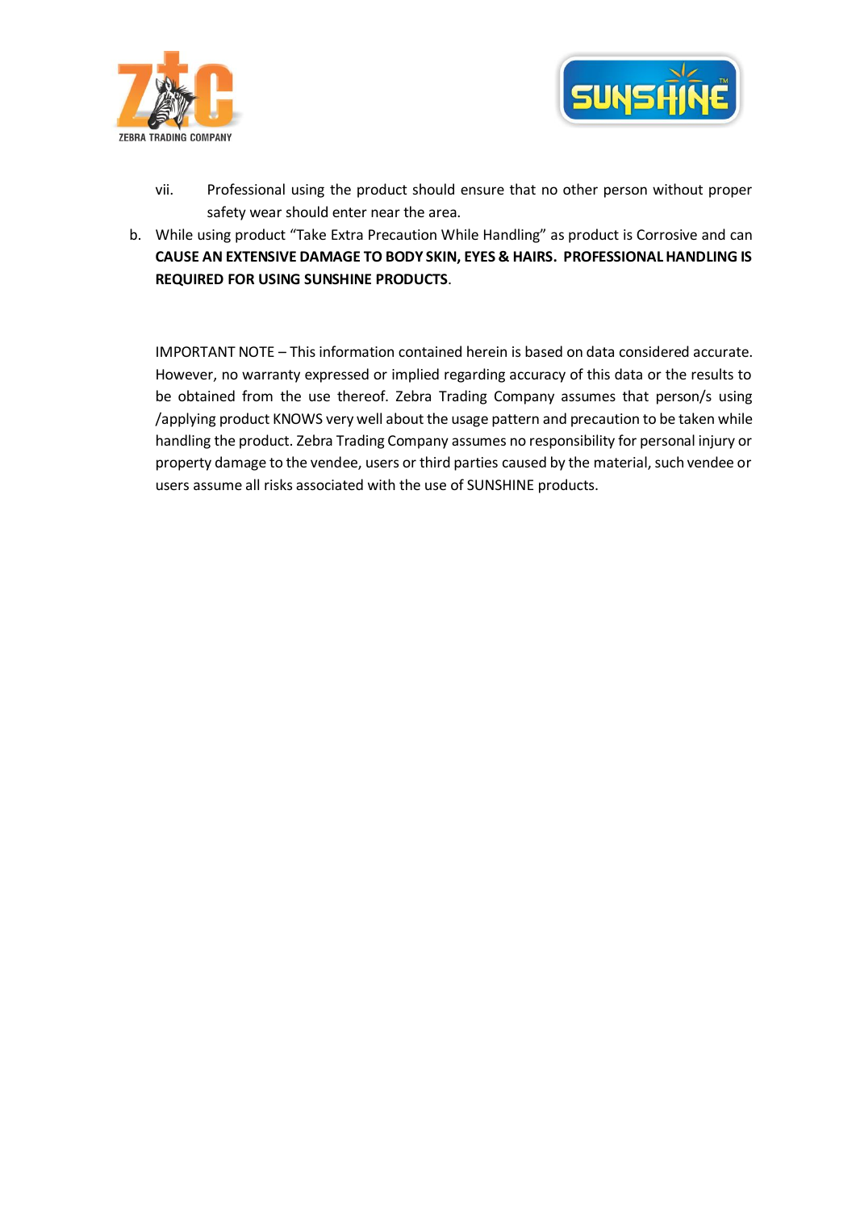vii. Professional using the product should ensure that no other person without proper safety wear should enter near the area.

b. While using product "Take Extra Precaution While Handling" as product is Corrosive and can **CAUSE AN EXTENSIVE DAMAGE TO BODY SKIN, EYES & HAIRS. PROFESSIONAL HANDLING IS REQUIRED FOR USING SUNSHINE PRODUCTS**.

IMPORTANT NOTE – This information contained herein is based on data considered accurate. However, no warranty expressed or implied regarding accuracy of this data or the results to be obtained from the use thereof. Zebra Trading Company assumes that person/s using /applying product KNOWS very well about the usage pattern and precaution to be taken while handling the product. Zebra Trading Company assumes no responsibility for personal injury or property damage to the vendee, users or third parties caused by the material, such vendee or users assume all risks associated with the use of SUNSHINE products.